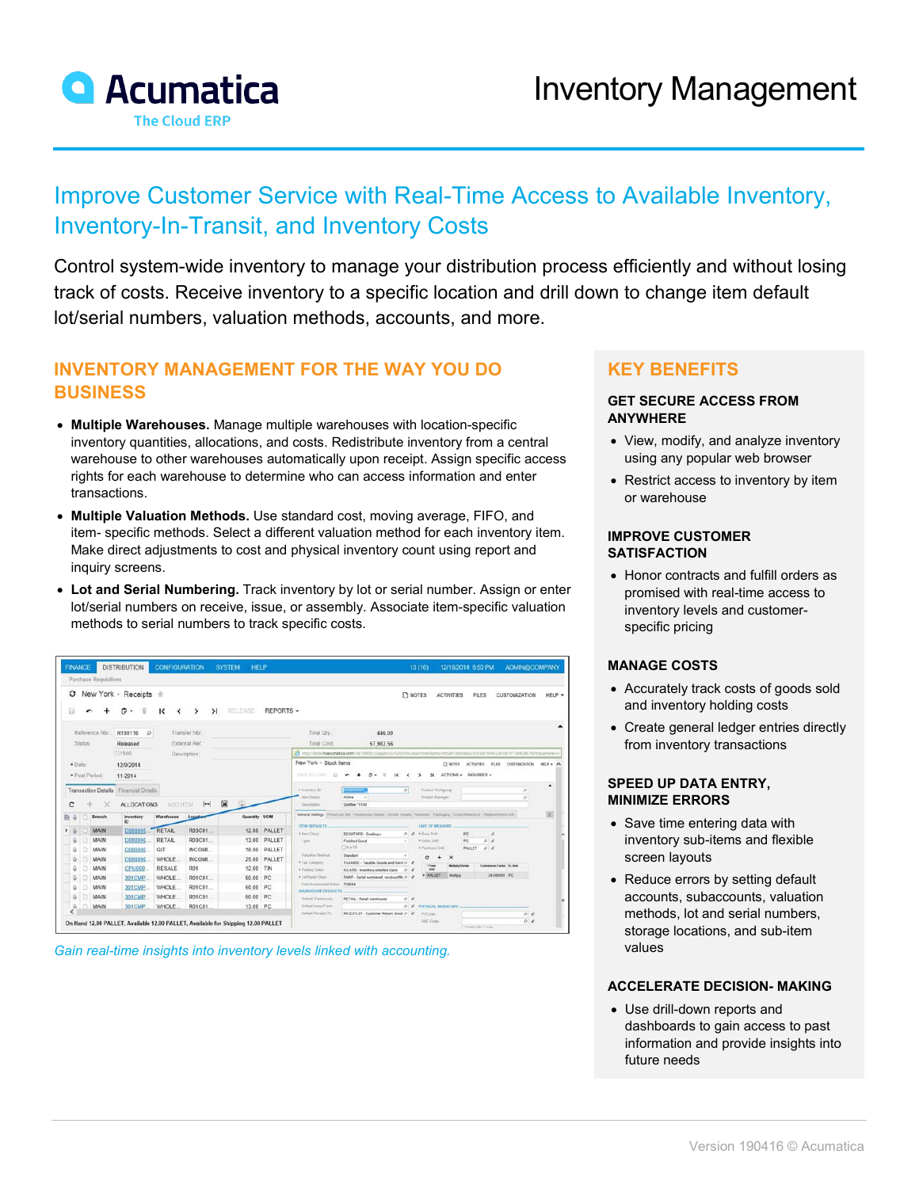# Inventory Management

Acumatica
The Cloud ERP

## Improve Customer Service with Real-Time Access to Available Inventory, Inventory-In-Transit, and Inventory Costs

Control system-wide inventory to manage your distribution process efficiently and without losing track of costs. Receive inventory to a specific location and drill down to change item default lot/serial numbers, valuation methods, accounts, and more.

## INVENTORY MANAGEMENT FOR THE WAY YOU DO BUSINESS

- **Multiple Warehouses.** Manage multiple warehouses with location-specific inventory quantities, allocations, and costs. Redistribute inventory from a central warehouse to other warehouses automatically upon receipt. Assign specific access rights for each warehouse to determine who can access information and enter transactions.
- **Multiple Valuation Methods.** Use standard cost, moving average, FIFO, and item- specific methods. Select a different valuation method for each inventory item. Make direct adjustments to cost and physical inventory count using report and inquiry screens.
- **Lot and Serial Numbering.** Track inventory by lot or serial number. Assign or enter lot/serial numbers on receive, issue, or assembly. Associate item-specific valuation methods to serial numbers to track specific costs.

*Gain real-time insights into inventory levels linked with accounting.*

## KEY BENEFITS

### GET SECURE ACCESS FROM ANYWHERE

- View, modify, and analyze inventory using any popular web browser
- Restrict access to inventory by item or warehouse

### IMPROVE CUSTOMER SATISFACTION

- Honor contracts and fulfill orders as promised with real-time access to inventory levels and customer-specific pricing

### MANAGE COSTS

- Accurately track costs of goods sold and inventory holding costs
- Create general ledger entries directly from inventory transactions

### SPEED UP DATA ENTRY, MINIMIZE ERRORS

- Save time entering data with inventory sub-items and flexible screen layouts
- Reduce errors by setting default accounts, subaccounts, valuation methods, lot and serial numbers, storage locations, and sub-item values

### ACCELERATE DECISION- MAKING

- Use drill-down reports and dashboards to gain access to past information and provide insights into future needs

Version 190416 © Acumatica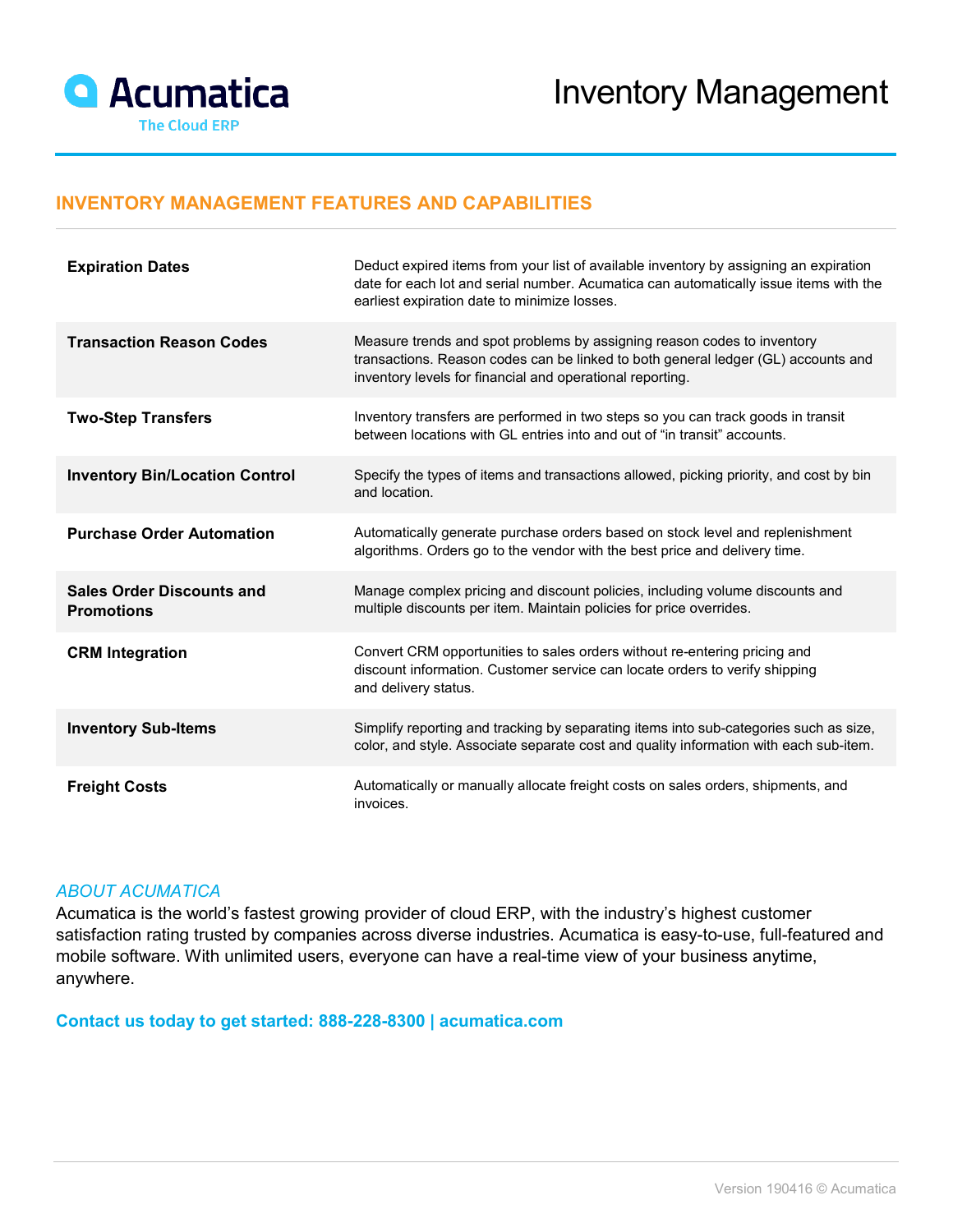# Inventory Management

## INVENTORY MANAGEMENT FEATURES AND CAPABILITIES

| | |
|---|---|
| **Expiration Dates** | Deduct expired items from your list of available inventory by assigning an expiration date for each lot and serial number. Acumatica can automatically issue items with the earliest expiration date to minimize losses. |
| **Transaction Reason Codes** | Measure trends and spot problems by assigning reason codes to inventory transactions. Reason codes can be linked to both general ledger (GL) accounts and inventory levels for financial and operational reporting. |
| **Two-Step Transfers** | Inventory transfers are performed in two steps so you can track goods in transit between locations with GL entries into and out of "in transit" accounts. |
| **Inventory Bin/Location Control** | Specify the types of items and transactions allowed, picking priority, and cost by bin and location. |
| **Purchase Order Automation** | Automatically generate purchase orders based on stock level and replenishment algorithms. Orders go to the vendor with the best price and delivery time. |
| **Sales Order Discounts and Promotions** | Manage complex pricing and discount policies, including volume discounts and multiple discounts per item. Maintain policies for price overrides. |
| **CRM Integration** | Convert CRM opportunities to sales orders without re-entering pricing and discount information. Customer service can locate orders to verify shipping and delivery status. |
| **Inventory Sub-Items** | Simplify reporting and tracking by separating items into sub-categories such as size, color, and style. Associate separate cost and quality information with each sub-item. |
| **Freight Costs** | Automatically or manually allocate freight costs on sales orders, shipments, and invoices. |

### *ABOUT ACUMATICA*

Acumatica is the world's fastest growing provider of cloud ERP, with the industry's highest customer satisfaction rating trusted by companies across diverse industries. Acumatica is easy-to-use, full-featured and mobile software. With unlimited users, everyone can have a real-time view of your business anytime, anywhere.

**Contact us today to get started: 888-228-8300 | acumatica.com**

Version 190416 © Acumatica